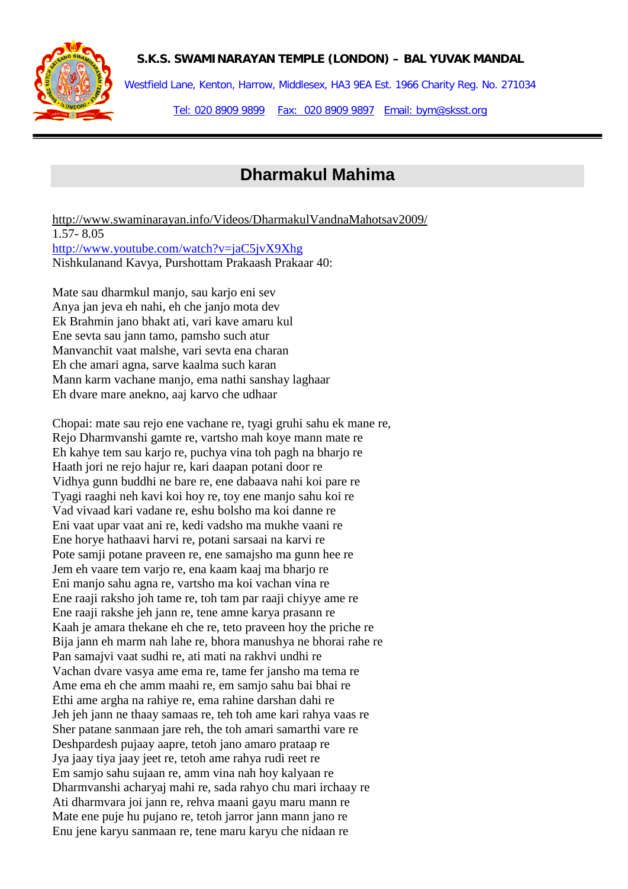**S.K.S. SWAMINARAYAN TEMPLE (LONDON) – BAL YUVAK MANDAL**

Westfield Lane, Kenton, Harrow, Middlesex, HA3 9EA Est. 1966 Charity Reg. No. 271034

Tel: 020 8909 9899    Fax: 020 8909 9897    Email: bym@sksst.org

# Dharmakul Mahima

http://www.swaminarayan.info/Videos/DharmakulVandnaMahotsav2009/
1.57- 8.05
http://www.youtube.com/watch?v=jaC5jvX9Xhg
Nishkulanand Kavya, Purshottam Prakaash Prakaar 40:

Mate sau dharmkul manjo, sau karjo eni sev
Anya jan jeva eh nahi, eh che janjo mota dev
Ek Brahmin jano bhakt ati, vari kave amaru kul
Ene sevta sau jann tamo, pamsho such atur
Manvanchit vaat malshe, vari sevta ena charan
Eh che amari agna, sarve kaalma such karan
Mann karm vachane manjo, ema nathi sanshay laghaar
Eh dvare mare anekno, aaj karvo che udhaar

Chopai: mate sau rejo ene vachane re, tyagi gruhi sahu ek mane re,
Rejo Dharmvanshi gamte re, vartsho mah koye mann mate re
Eh kahye tem sau karjo re, puchya vina toh pagh na bharjo re
Haath jori ne rejo hajur re, kari daapan potani door re
Vidhya gunn buddhi ne bare re, ene dabaava nahi koi pare re
Tyagi raaghi neh kavi koi hoy re, toy ene manjo sahu koi re
Vad vivaad kari vadane re, eshu bolsho ma koi danne re
Eni vaat upar vaat ani re, kedi vadsho ma mukhe vaani re
Ene horye hathaavi harvi re, potani sarsaai na karvi re
Pote samji potane praveen re, ene samajsho ma gunn hee re
Jem eh vaare tem varjo re, ena kaam kaaj ma bharjo re
Eni manjo sahu agna re, vartsho ma koi vachan vina re
Ene raaji raksho joh tame re, toh tam par raaji chiyye ame re
Ene raaji rakshe jeh jann re, tene amne karya prasann re
Kaah je amara thekane eh che re, teto praveen hoy the priche re
Bija jann eh marm nah lahe re, bhora manushya ne bhorai rahe re
Pan samajvi vaat sudhi re, ati mati na rakhvi undhi re
Vachan dvare vasya ame ema re, tame fer jansho ma tema re
Ame ema eh che amm maahi re, em samjo sahu bai bhai re
Ethi ame argha na rahiye re, ema rahine darshan dahi re
Jeh jeh jann ne thaay samaas re, teh toh ame kari rahya vaas re
Sher patane sanmaan jare reh, the toh amari samarthi vare re
Deshpardesh pujaay aapre, tetoh jano amaro prataap re
Jya jaay tiya jaay jeet re, tetoh ame rahya rudi reet re
Em samjo sahu sujaan re, amm vina nah hoy kalyaan re
Dharmvanshi acharyaj mahi re, sada rahyo chu mari irchaay re
Ati dharmvara joi jann re, rehva maani gayu maru mann re
Mate ene puje hu pujano re, tetoh jarror jann mann jano re
Enu jene karyu sanmaan re, tene maru karyu che nidaan re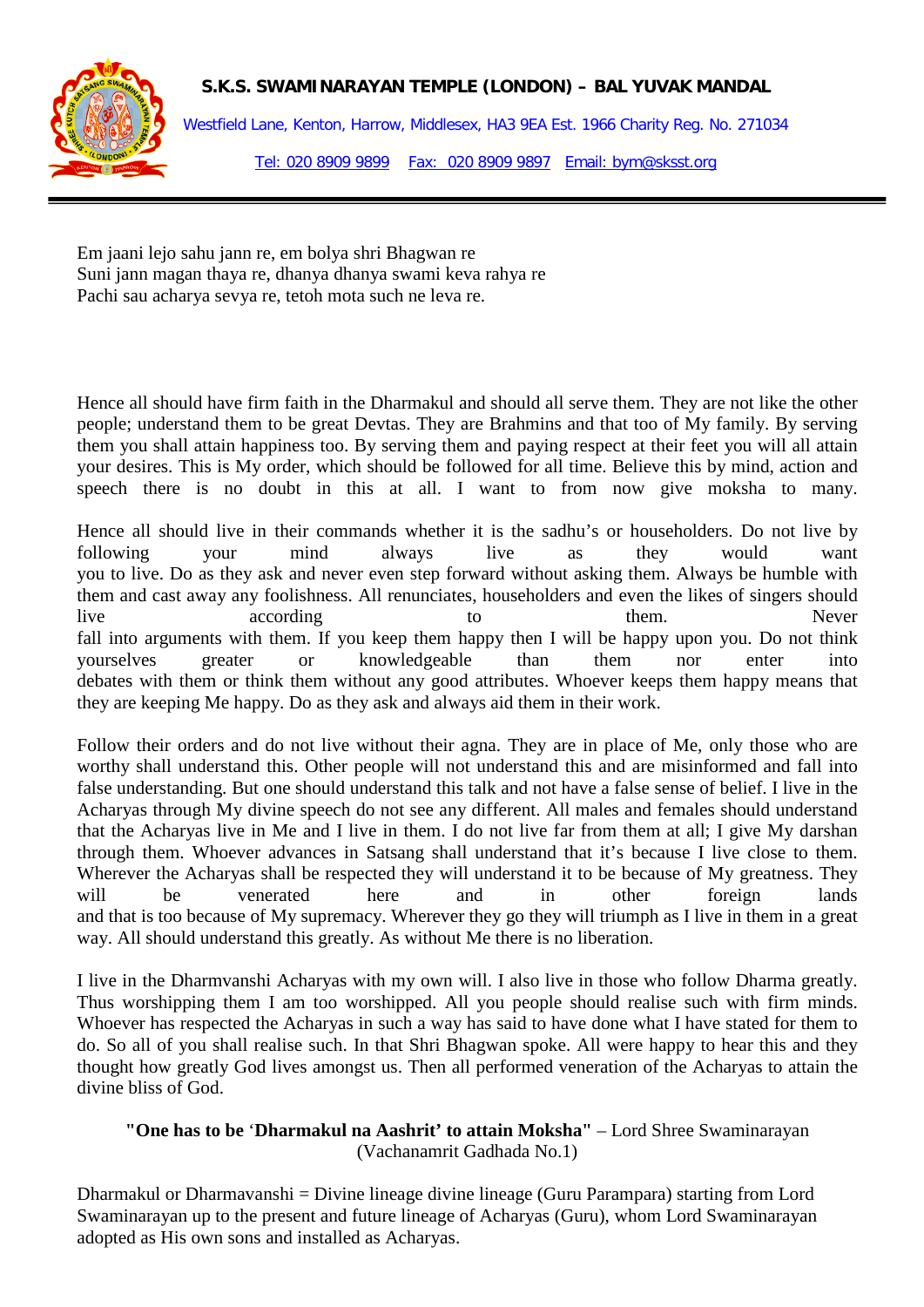Em jaani lejo sahu jann re, em bolya shri Bhagwan re
Suni jann magan thaya re, dhanya dhanya swami keva rahya re
Pachi sau acharya sevya re, tetoh mota such ne leva re.

Hence all should have firm faith in the Dharmakul and should all serve them. They are not like the other people; understand them to be great Devtas. They are Brahmins and that too of My family. By serving them you shall attain happiness too. By serving them and paying respect at their feet you will all attain your desires. This is My order, which should be followed for all time. Believe this by mind, action and speech there is no doubt in this at all. I want to from now give moksha to many.

Hence all should live in their commands whether it is the sadhu's or householders. Do not live by following your mind always live as they would want you to live. Do as they ask and never even step forward without asking them. Always be humble with them and cast away any foolishness. All renunciates, householders and even the likes of singers should live according to them. Never fall into arguments with them. If you keep them happy then I will be happy upon you. Do not think yourselves greater or knowledgeable than them nor enter into debates with them or think them without any good attributes. Whoever keeps them happy means that they are keeping Me happy. Do as they ask and always aid them in their work.

Follow their orders and do not live without their agna. They are in place of Me, only those who are worthy shall understand this. Other people will not understand this and are misinformed and fall into false understanding. But one should understand this talk and not have a false sense of belief. I live in the Acharyas through My divine speech do not see any different. All males and females should understand that the Acharyas live in Me and I live in them. I do not live far from them at all; I give My darshan through them. Whoever advances in Satsang shall understand that it's because I live close to them. Wherever the Acharyas shall be respected they will understand it to be because of My greatness. They will be venerated here and in other foreign lands and that is too because of My supremacy. Wherever they go they will triumph as I live in them in a great way. All should understand this greatly. As without Me there is no liberation.

I live in the Dharmvanshi Acharyas with my own will. I also live in those who follow Dharma greatly. Thus worshipping them I am too worshipped. All you people should realise such with firm minds. Whoever has respected the Acharyas in such a way has said to have done what I have stated for them to do. So all of you shall realise such. In that Shri Bhagwan spoke. All were happy to hear this and they thought how greatly God lives amongst us. Then all performed veneration of the Acharyas to attain the divine bliss of God.

**"One has to be 'Dharmakul na Aashrit' to attain Moksha"** – Lord Shree Swaminarayan (Vachanamrit Gadhada No.1)

Dharmakul or Dharmavanshi = Divine lineage divine lineage (Guru Parampara) starting from Lord Swaminarayan up to the present and future lineage of Acharyas (Guru), whom Lord Swaminarayan adopted as His own sons and installed as Acharyas.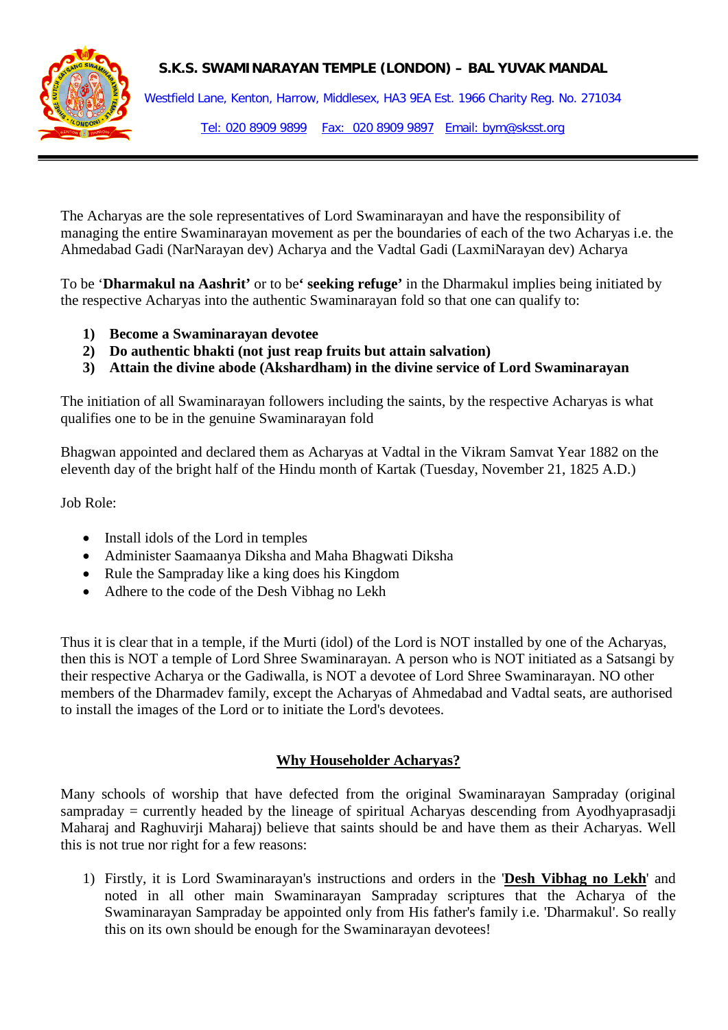The Acharyas are the sole representatives of Lord Swaminarayan and have the responsibility of managing the entire Swaminarayan movement as per the boundaries of each of the two Acharyas i.e. the Ahmedabad Gadi (NarNarayan dev) Acharya and the Vadtal Gadi (LaxmiNarayan dev) Acharya

To be '**Dharmakul na Aashrit'** or to be**' seeking refuge'** in the Dharmakul implies being initiated by the respective Acharyas into the authentic Swaminarayan fold so that one can qualify to:

1) **Become a Swaminarayan devotee**
2) **Do authentic bhakti (not just reap fruits but attain salvation)**
3) **Attain the divine abode (Akshardham) in the divine service of Lord Swaminarayan**

The initiation of all Swaminarayan followers including the saints, by the respective Acharyas is what qualifies one to be in the genuine Swaminarayan fold

Bhagwan appointed and declared them as Acharyas at Vadtal in the Vikram Samvat Year 1882 on the eleventh day of the bright half of the Hindu month of Kartak (Tuesday, November 21, 1825 A.D.)

Job Role:

- Install idols of the Lord in temples
- Administer Saamaanya Diksha and Maha Bhagwati Diksha
- Rule the Sampraday like a king does his Kingdom
- Adhere to the code of the Desh Vibhag no Lekh

Thus it is clear that in a temple, if the Murti (idol) of the Lord is NOT installed by one of the Acharyas, then this is NOT a temple of Lord Shree Swaminarayan. A person who is NOT initiated as a Satsangi by their respective Acharya or the Gadiwalla, is NOT a devotee of Lord Shree Swaminarayan. NO other members of the Dharmadev family, except the Acharyas of Ahmedabad and Vadtal seats, are authorised to install the images of the Lord or to initiate the Lord's devotees.

## Why Householder Acharyas?

Many schools of worship that have defected from the original Swaminarayan Sampraday (original sampraday = currently headed by the lineage of spiritual Acharyas descending from Ayodhyaprasadji Maharaj and Raghuvirji Maharaj) believe that saints should be and have them as their Acharyas. Well this is not true nor right for a few reasons:

1) Firstly, it is Lord Swaminarayan's instructions and orders in the '**Desh Vibhag no Lekh**' and noted in all other main Swaminarayan Sampraday scriptures that the Acharya of the Swaminarayan Sampraday be appointed only from His father's family i.e. 'Dharmakul'. So really this on its own should be enough for the Swaminarayan devotees!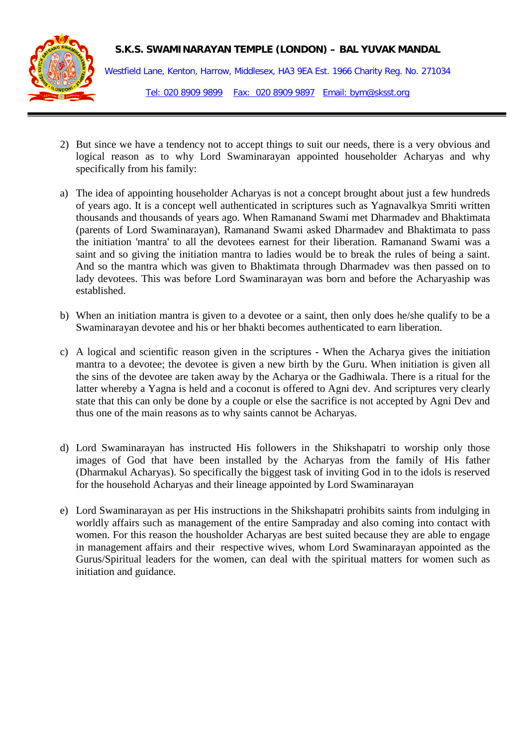2) But since we have a tendency not to accept things to suit our needs, there is a very obvious and logical reason as to why Lord Swaminarayan appointed householder Acharyas and why specifically from his family:

a) The idea of appointing householder Acharyas is not a concept brought about just a few hundreds of years ago. It is a concept well authenticated in scriptures such as Yagnavalkya Smriti written thousands and thousands of years ago. When Ramanand Swami met Dharmadev and Bhaktimata (parents of Lord Swaminarayan), Ramanand Swami asked Dharmadev and Bhaktimata to pass the initiation 'mantra' to all the devotees earnest for their liberation. Ramanand Swami was a saint and so giving the initiation mantra to ladies would be to break the rules of being a saint. And so the mantra which was given to Bhaktimata through Dharmadev was then passed on to lady devotees. This was before Lord Swaminarayan was born and before the Acharyaship was established.

b) When an initiation mantra is given to a devotee or a saint, then only does he/she qualify to be a Swaminarayan devotee and his or her bhakti becomes authenticated to earn liberation.

c) A logical and scientific reason given in the scriptures - When the Acharya gives the initiation mantra to a devotee; the devotee is given a new birth by the Guru. When initiation is given all the sins of the devotee are taken away by the Acharya or the Gadhiwala. There is a ritual for the latter whereby a Yagna is held and a coconut is offered to Agni dev. And scriptures very clearly state that this can only be done by a couple or else the sacrifice is not accepted by Agni Dev and thus one of the main reasons as to why saints cannot be Acharyas.

d) Lord Swaminarayan has instructed His followers in the Shikshapatri to worship only those images of God that have been installed by the Acharyas from the family of His father (Dharmakul Acharyas). So specifically the biggest task of inviting God in to the idols is reserved for the household Acharyas and their lineage appointed by Lord Swaminarayan

e) Lord Swaminarayan as per His instructions in the Shikshapatri prohibits saints from indulging in worldly affairs such as management of the entire Sampraday and also coming into contact with women. For this reason the housholder Acharyas are best suited because they are able to engage in management affairs and their respective wives, whom Lord Swaminarayan appointed as the Gurus/Spiritual leaders for the women, can deal with the spiritual matters for women such as initiation and guidance.